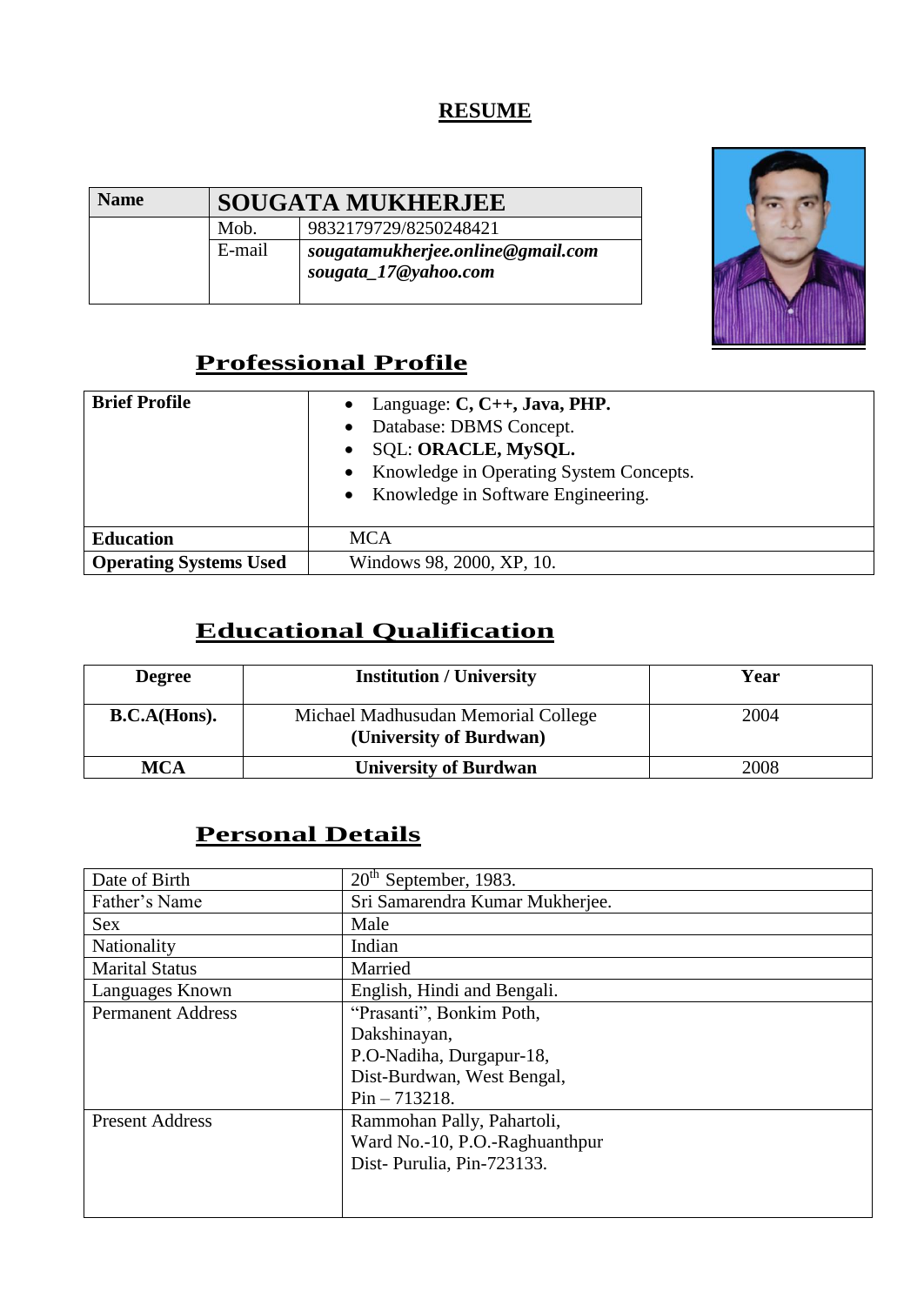# RESUME

| Name | SOUGATA MUKHERJEE | |
|---|---|---|
| | Mob. | 9832179729/8250248421 |
| | E-mail | ***sougatamukherjee.online@gmail.com*** ***sougata_17@yahoo.com*** |

## Professional Profile

| Brief Profile | • Language: **C, C++, Java, PHP.** • Database: DBMS Concept. • SQL: **ORACLE, MySQL.** • Knowledge in Operating System Concepts. • Knowledge in Software Engineering. |
|---|---|
| **Education** | MCA |
| **Operating Systems Used** | Windows 98, 2000, XP, 10. |

## Educational Qualification

| Degree | Institution / University | Year |
|---|---|---|
| **B.C.A(Hons).** | Michael Madhusudan Memorial College **(University of Burdwan)** | 2004 |
| **MCA** | **University of Burdwan** | 2008 |

## Personal Details

| Date of Birth | 20th September, 1983. |
|---|---|
| Father's Name | Sri Samarendra Kumar Mukherjee. |
| Sex | Male |
| Nationality | Indian |
| Marital Status | Married |
| Languages Known | English, Hindi and Bengali. |
| Permanent Address | "Prasanti", Bonkim Poth, Dakshinayan, P.O-Nadiha, Durgapur-18, Dist-Burdwan, West Bengal, Pin – 713218. |
| Present Address | Rammohan Pally, Pahartoli, Ward No.-10, P.O.-Raghuanthpur Dist- Purulia, Pin-723133. |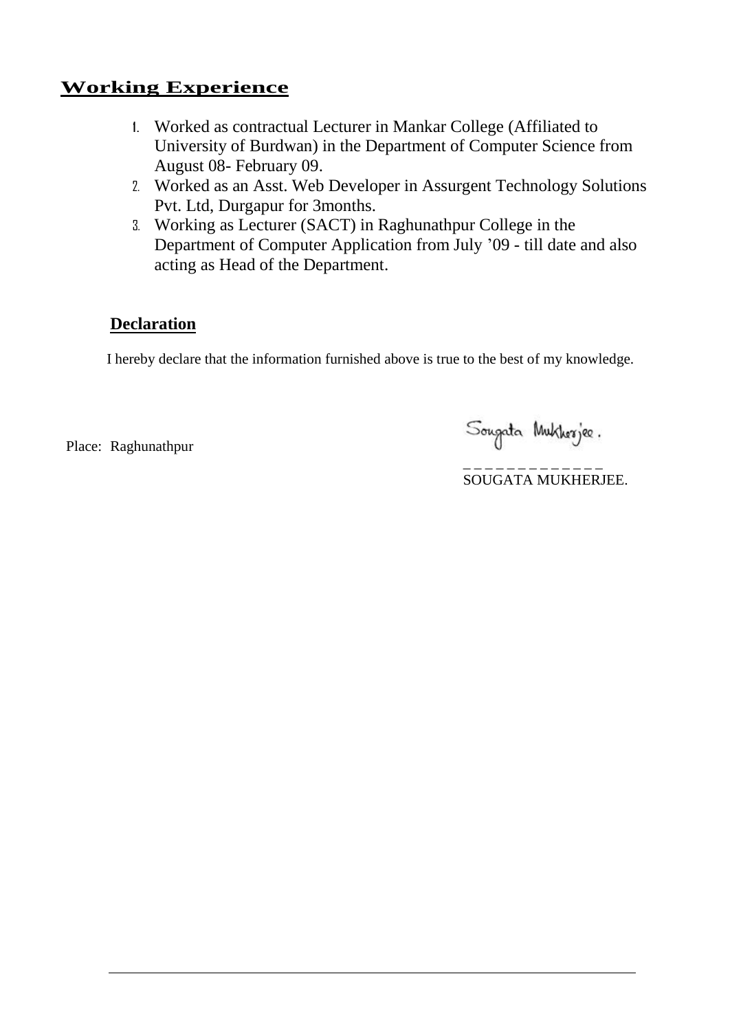## Working Experience

1. Worked as contractual Lecturer in Mankar College (Affiliated to University of Burdwan) in the Department of Computer Science from August 08- February 09.
2. Worked as an Asst. Web Developer in Assurgent Technology Solutions Pvt. Ltd, Durgapur for 3months.
3. Working as Lecturer (SACT) in Raghunathpur College in the Department of Computer Application from July '09 - till date and also acting as Head of the Department.

### Declaration

I hereby declare that the information furnished above is true to the best of my knowledge.

Place: Raghunathpur

Sougata Mukherjee.

_ _ _ _ _ _ _ _ _ _ _ _ _

SOUGATA MUKHERJEE.